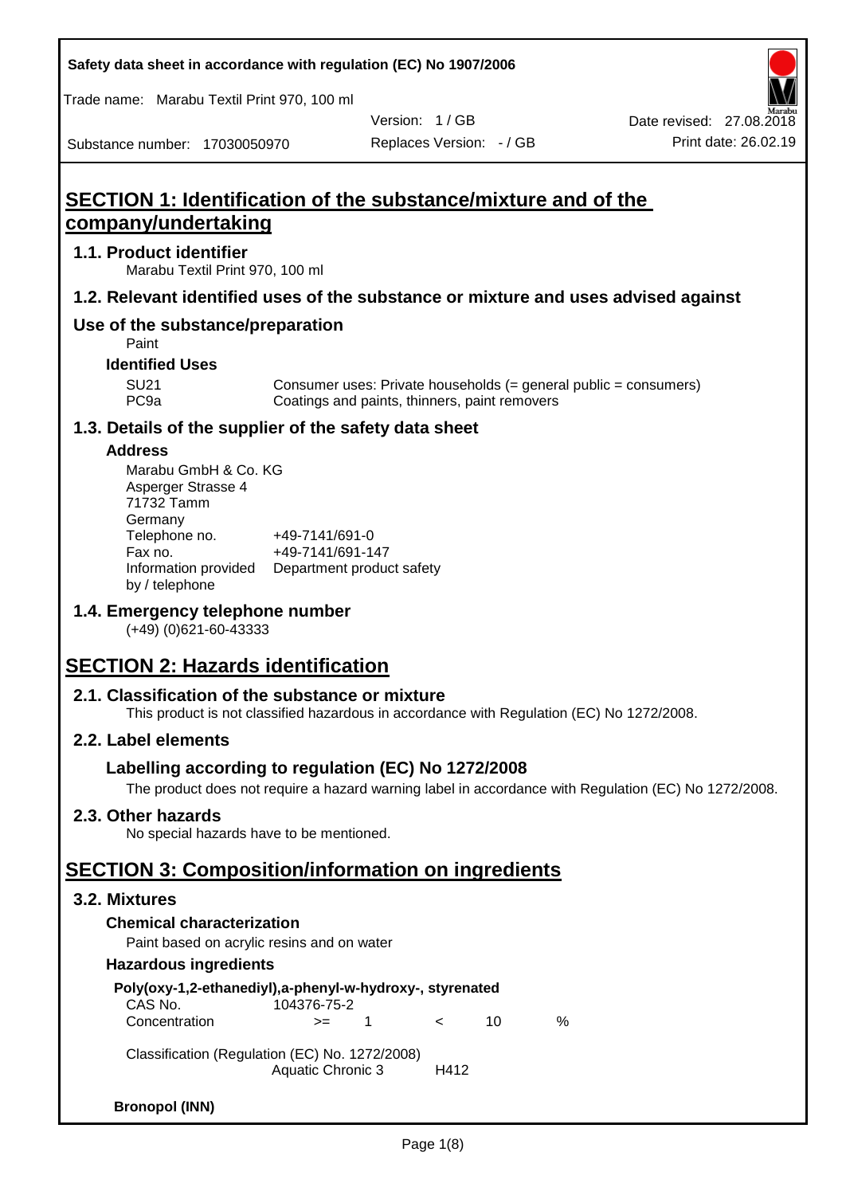Safety data sheet in accordance with regulation (EC) No 1907/2006

Trade name: Marabu Textil Print 970, 100 ml

Version: 1 / GB

Date revised: 27.08.2018

Substance number: 17030050970

Replaces Version: - / GB

Print date: 26.02.19

# SECTION 1: Identification of the substance/mixture and of the company/undertaking

## 1.1. Product identifier

Marabu Textil Print 970, 100 ml

## 1.2. Relevant identified uses of the substance or mixture and uses advised against

### Use of the substance/preparation

Paint

**Identified Uses**

| | |
|---|---|
| SU21 | Consumer uses: Private households (= general public = consumers) |
| PC9a | Coatings and paints, thinners, paint removers |

## 1.3. Details of the supplier of the safety data sheet

**Address**

Marabu GmbH & Co. KG
Asperger Strasse 4
71732 Tamm
Germany

| | |
|---|---|
| Telephone no. | +49-7141/691-0 |
| Fax no. | +49-7141/691-147 |
| Information provided by / telephone | Department product safety |

## 1.4. Emergency telephone number

(+49) (0)621-60-43333

# SECTION 2: Hazards identification

## 2.1. Classification of the substance or mixture

This product is not classified hazardous in accordance with Regulation (EC) No 1272/2008.

## 2.2. Label elements

### Labelling according to regulation (EC) No 1272/2008

The product does not require a hazard warning label in accordance with Regulation (EC) No 1272/2008.

## 2.3. Other hazards

No special hazards have to be mentioned.

# SECTION 3: Composition/information on ingredients

## 3.2. Mixtures

**Chemical characterization**

Paint based on acrylic resins and on water

**Hazardous ingredients**

**Poly(oxy-1,2-ethanediyl),a-phenyl-w-hydroxy-, styrenated**

| | | | | | |
|---|---|---|---|---|---|
| CAS No. | 104376-75-2 | | | | |
| Concentration | >= | 1 | < | 10 | % |

Classification (Regulation (EC) No. 1272/2008)

| | |
|---|---|
| Aquatic Chronic 3 | H412 |

**Bronopol (INN)**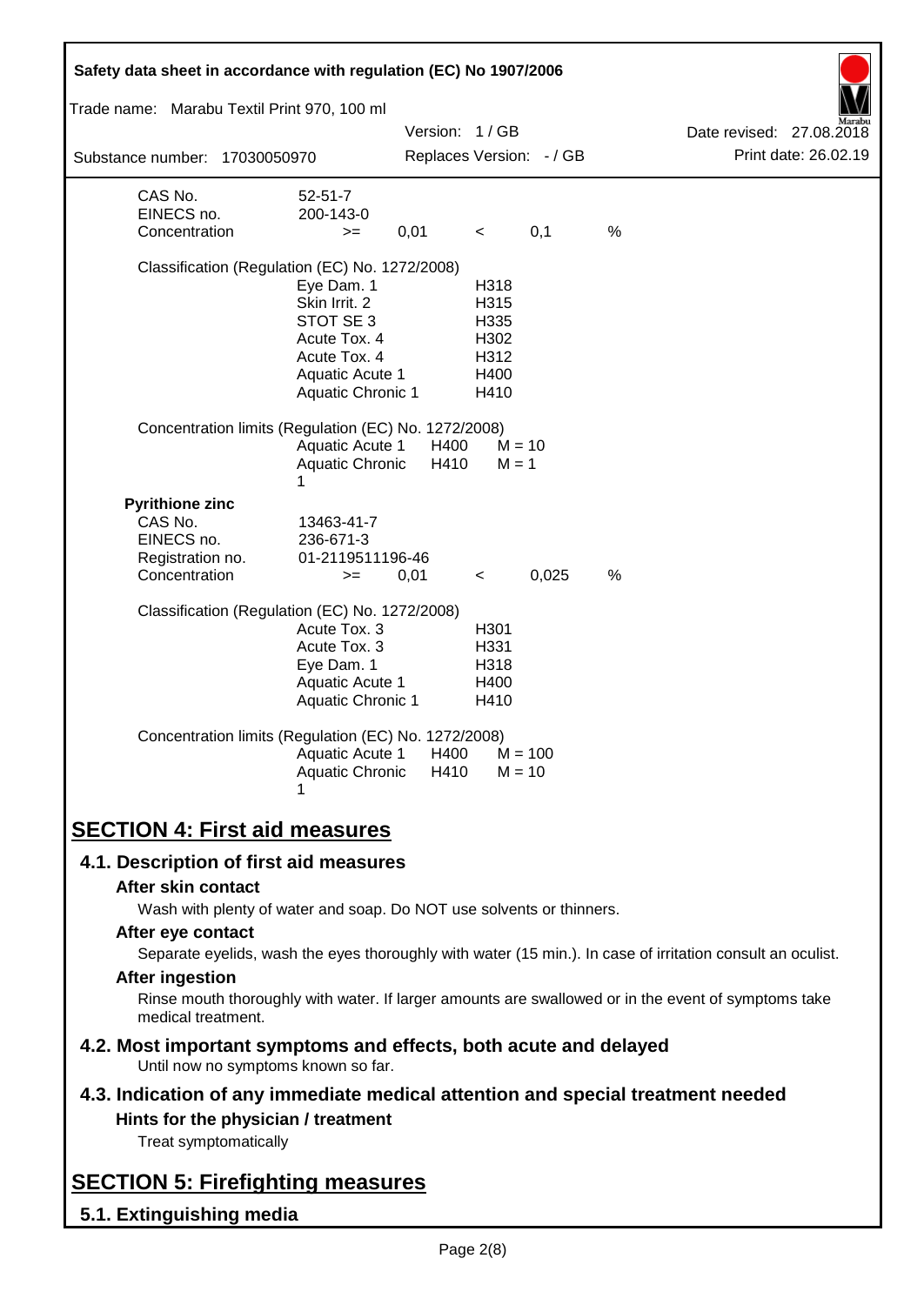| | | | | | |
|---|---|---|---|---|---|
| CAS No. | 52-51-7 | | | | |
| EINECS no. | 200-143-0 | | | | |
| Concentration | >= | 0,01 | < | 0,1 | % |

Classification (Regulation (EC) No. 1272/2008)

| | |
|---|---|
| Eye Dam. 1 | H318 |
| Skin Irrit. 2 | H315 |
| STOT SE 3 | H335 |
| Acute Tox. 4 | H302 |
| Acute Tox. 4 | H312 |
| Aquatic Acute 1 | H400 |
| Aquatic Chronic 1 | H410 |

Concentration limits (Regulation (EC) No. 1272/2008)

| | | |
|---|---|---|
| Aquatic Acute 1 | H400 | M = 10 |
| Aquatic Chronic 1 | H410 | M = 1 |

**Pyrithione zinc**

| | | | | | |
|---|---|---|---|---|---|
| CAS No. | 13463-41-7 | | | | |
| EINECS no. | 236-671-3 | | | | |
| Registration no. | 01-2119511196-46 | | | | |
| Concentration | >= | 0,01 | < | 0,025 | % |

Classification (Regulation (EC) No. 1272/2008)

| | |
|---|---|
| Acute Tox. 3 | H301 |
| Acute Tox. 3 | H331 |
| Eye Dam. 1 | H318 |
| Aquatic Acute 1 | H400 |
| Aquatic Chronic 1 | H410 |

Concentration limits (Regulation (EC) No. 1272/2008)

| | | |
|---|---|---|
| Aquatic Acute 1 | H400 | M = 100 |
| Aquatic Chronic 1 | H410 | M = 10 |

# SECTION 4: First aid measures

## 4.1. Description of first aid measures

### After skin contact

Wash with plenty of water and soap. Do NOT use solvents or thinners.

### After eye contact

Separate eyelids, wash the eyes thoroughly with water (15 min.). In case of irritation consult an oculist.

### After ingestion

Rinse mouth thoroughly with water. If larger amounts are swallowed or in the event of symptoms take medical treatment.

## 4.2. Most important symptoms and effects, both acute and delayed

Until now no symptoms known so far.

## 4.3. Indication of any immediate medical attention and special treatment needed

### Hints for the physician / treatment

Treat symptomatically

# SECTION 5: Firefighting measures

## 5.1. Extinguishing media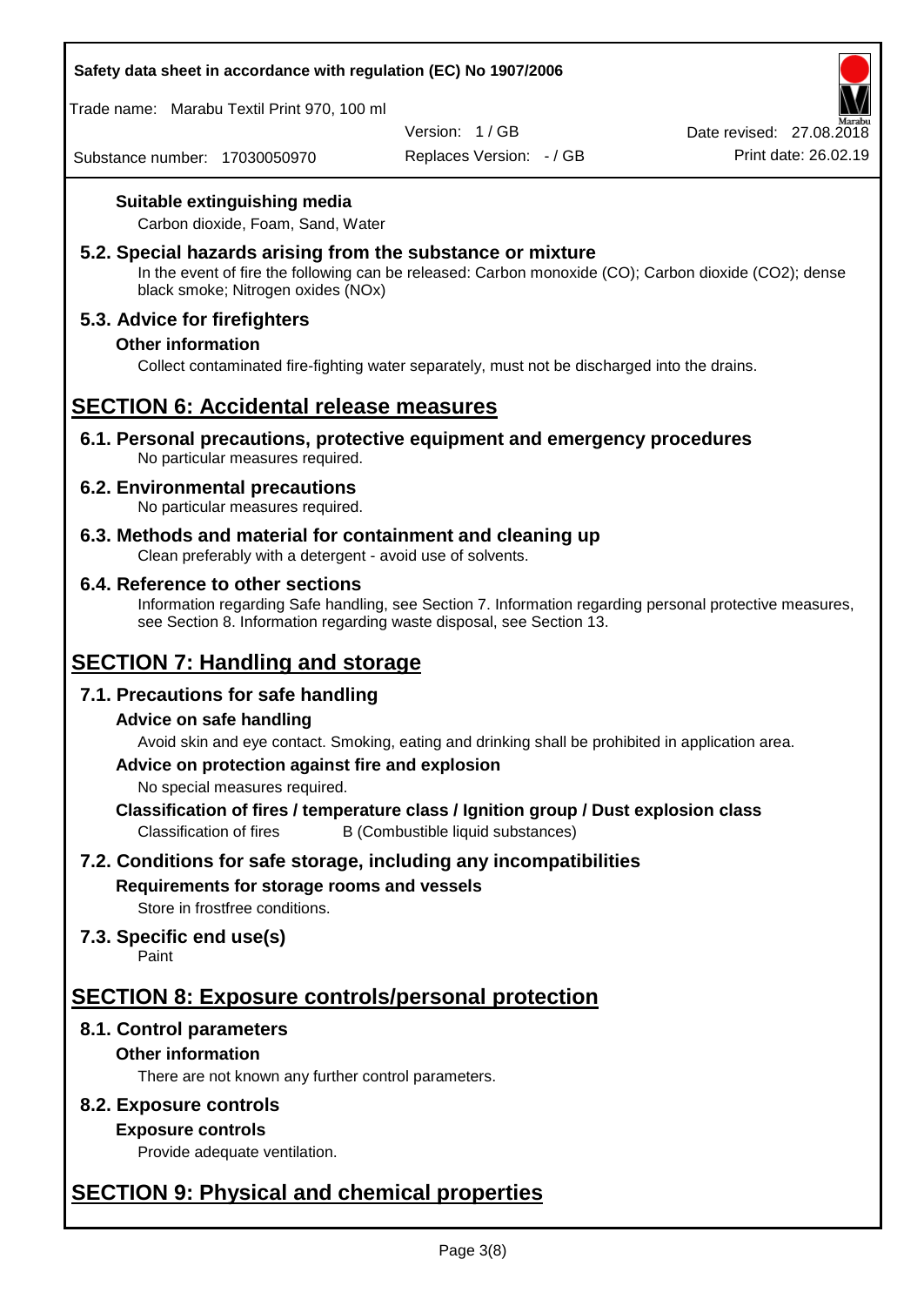#### Suitable extinguishing media

Carbon dioxide, Foam, Sand, Water

### 5.2. Special hazards arising from the substance or mixture

In the event of fire the following can be released: Carbon monoxide (CO); Carbon dioxide ($CO_2$); dense black smoke; Nitrogen oxides (NOx)

### 5.3. Advice for firefighters

#### Other information

Collect contaminated fire-fighting water separately, must not be discharged into the drains.

## SECTION 6: Accidental release measures

### 6.1. Personal precautions, protective equipment and emergency procedures

No particular measures required.

### 6.2. Environmental precautions

No particular measures required.

### 6.3. Methods and material for containment and cleaning up

Clean preferably with a detergent - avoid use of solvents.

### 6.4. Reference to other sections

Information regarding Safe handling, see Section 7. Information regarding personal protective measures, see Section 8. Information regarding waste disposal, see Section 13.

## SECTION 7: Handling and storage

### 7.1. Precautions for safe handling

#### Advice on safe handling

Avoid skin and eye contact. Smoking, eating and drinking shall be prohibited in application area.

#### Advice on protection against fire and explosion

No special measures required.

#### Classification of fires / temperature class / Ignition group / Dust explosion class

Classification of fires B (Combustible liquid substances)

### 7.2. Conditions for safe storage, including any incompatibilities

#### Requirements for storage rooms and vessels

Store in frostfree conditions.

### 7.3. Specific end use(s)

Paint

## SECTION 8: Exposure controls/personal protection

### 8.1. Control parameters

#### Other information

There are not known any further control parameters.

### 8.2. Exposure controls

#### Exposure controls

Provide adequate ventilation.

## SECTION 9: Physical and chemical properties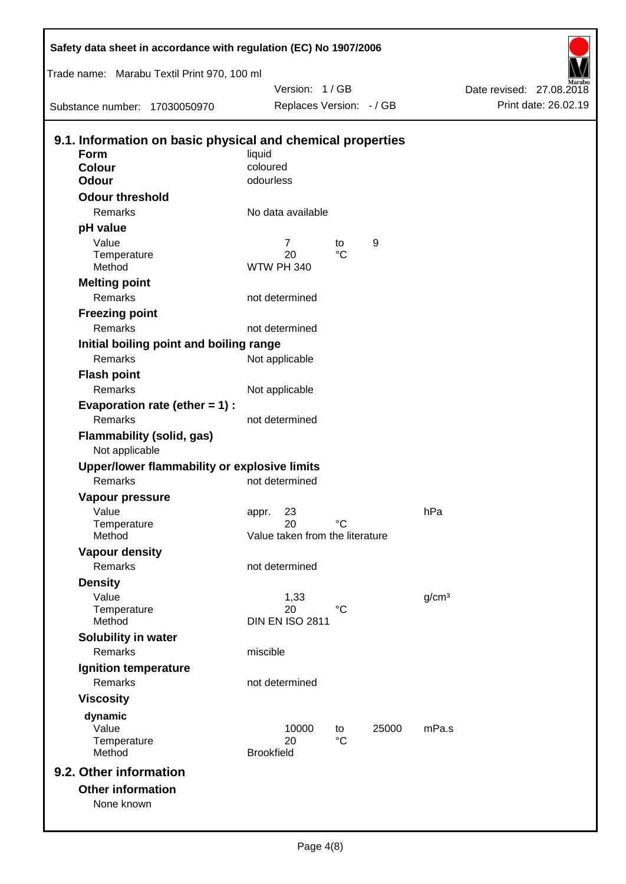## 9.1. Information on basic physical and chemical properties

| | | | | |
|---|---|---|---|---|
| **Form** | liquid | | | |
| **Colour** | coloured | | | |
| **Odour** | odourless | | | |
| **Odour threshold** | | | | |
| Remarks | No data available | | | |
| **pH value** | | | | |
| Value | 7 | to | 9 | |
| Temperature | 20 | °C | | |
| Method | WTW PH 340 | | | |
| **Melting point** | | | | |
| Remarks | not determined | | | |
| **Freezing point** | | | | |
| Remarks | not determined | | | |
| **Initial boiling point and boiling range** | | | | |
| Remarks | Not applicable | | | |
| **Flash point** | | | | |
| Remarks | Not applicable | | | |
| **Evaporation rate (ether = 1) :** | | | | |
| Remarks | not determined | | | |
| **Flammability (solid, gas)** | | | | |
| Not applicable | | | | |
| **Upper/lower flammability or explosive limits** | | | | |
| Remarks | not determined | | | |
| **Vapour pressure** | | | | |
| Value | appr. 23 | | | hPa |
| Temperature | 20 | °C | | |
| Method | Value taken from the literature | | | |
| **Vapour density** | | | | |
| Remarks | not determined | | | |
| **Density** | | | | |
| Value | 1,33 | | | g/cm³ |
| Temperature | 20 | °C | | |
| Method | DIN EN ISO 2811 | | | |
| **Solubility in water** | | | | |
| Remarks | miscible | | | |
| **Ignition temperature** | | | | |
| Remarks | not determined | | | |
| **Viscosity** | | | | |
| **dynamic** | | | | |
| Value | 10000 | to | 25000 | mPa.s |
| Temperature | 20 | °C | | |
| Method | Brookfield | | | |

## 9.2. Other information

**Other information**

None known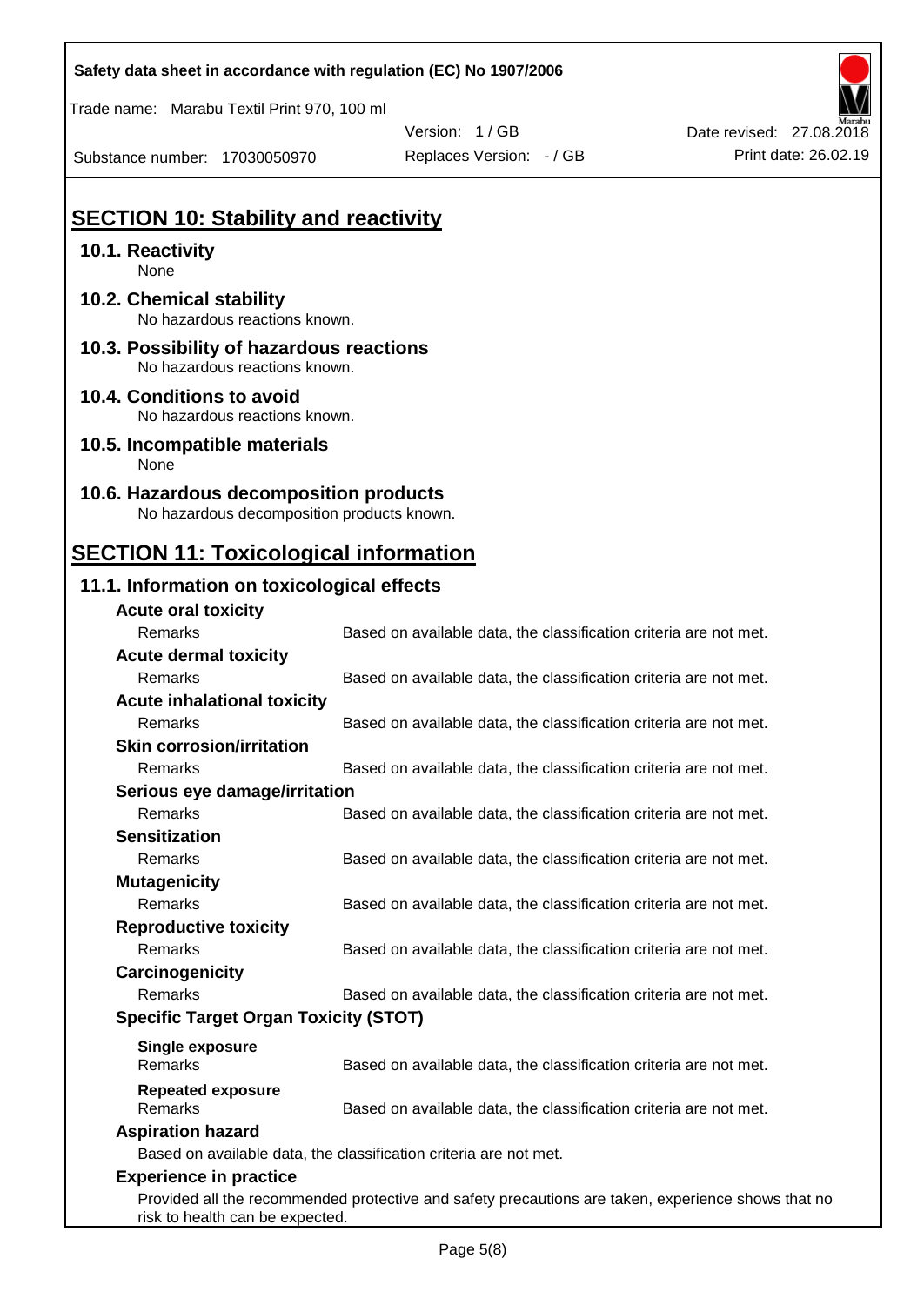## SECTION 10: Stability and reactivity

### 10.1. Reactivity

None

### 10.2. Chemical stability

No hazardous reactions known.

### 10.3. Possibility of hazardous reactions

No hazardous reactions known.

### 10.4. Conditions to avoid

No hazardous reactions known.

### 10.5. Incompatible materials

None

### 10.6. Hazardous decomposition products

No hazardous decomposition products known.

## SECTION 11: Toxicological information

### 11.1. Information on toxicological effects

**Acute oral toxicity**

| Remarks | Based on available data, the classification criteria are not met. |
|---|---|

**Acute dermal toxicity**

| Remarks | Based on available data, the classification criteria are not met. |
|---|---|

**Acute inhalational toxicity**

| Remarks | Based on available data, the classification criteria are not met. |
|---|---|

**Skin corrosion/irritation**

| Remarks | Based on available data, the classification criteria are not met. |
|---|---|

**Serious eye damage/irritation**

| Remarks | Based on available data, the classification criteria are not met. |
|---|---|

**Sensitization**

| Remarks | Based on available data, the classification criteria are not met. |
|---|---|

**Mutagenicity**

| Remarks | Based on available data, the classification criteria are not met. |
|---|---|

**Reproductive toxicity**

| Remarks | Based on available data, the classification criteria are not met. |
|---|---|

**Carcinogenicity**

| Remarks | Based on available data, the classification criteria are not met. |
|---|---|

**Specific Target Organ Toxicity (STOT)**

**Single exposure**

| Remarks | Based on available data, the classification criteria are not met. |
|---|---|

**Repeated exposure**

| Remarks | Based on available data, the classification criteria are not met. |
|---|---|

**Aspiration hazard**

Based on available data, the classification criteria are not met.

**Experience in practice**

Provided all the recommended protective and safety precautions are taken, experience shows that no risk to health can be expected.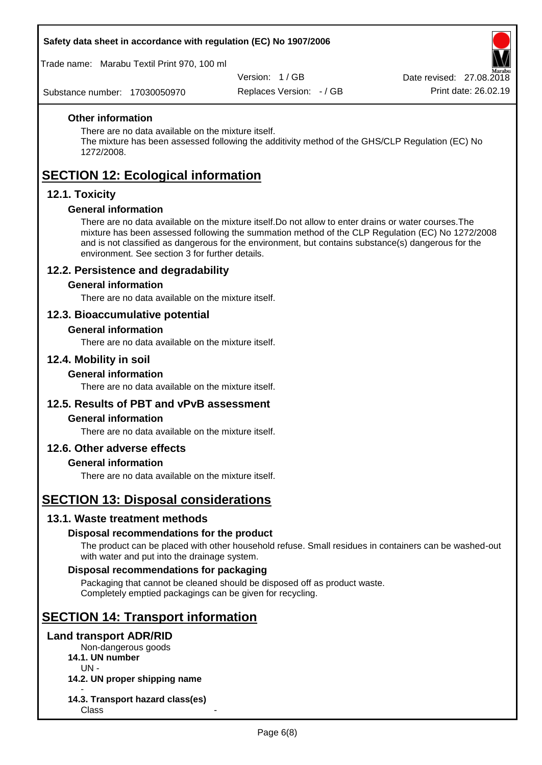### Other information

There are no data available on the mixture itself.
The mixture has been assessed following the additivity method of the GHS/CLP Regulation (EC) No 1272/2008.

# SECTION 12: Ecological information

## 12.1. Toxicity

### General information

There are no data available on the mixture itself.Do not allow to enter drains or water courses.The mixture has been assessed following the summation method of the CLP Regulation (EC) No 1272/2008 and is not classified as dangerous for the environment, but contains substance(s) dangerous for the environment. See section 3 for further details.

## 12.2. Persistence and degradability

### General information

There are no data available on the mixture itself.

## 12.3. Bioaccumulative potential

### General information

There are no data available on the mixture itself.

## 12.4. Mobility in soil

### General information

There are no data available on the mixture itself.

## 12.5. Results of PBT and vPvB assessment

### General information

There are no data available on the mixture itself.

## 12.6. Other adverse effects

### General information

There are no data available on the mixture itself.

# SECTION 13: Disposal considerations

## 13.1. Waste treatment methods

### Disposal recommendations for the product

The product can be placed with other household refuse. Small residues in containers can be washed-out with water and put into the drainage system.

### Disposal recommendations for packaging

Packaging that cannot be cleaned should be disposed off as product waste.
Completely emptied packagings can be given for recycling.

# SECTION 14: Transport information

## Land transport ADR/RID

Non-dangerous goods

**14.1. UN number**

UN -

**14.2. UN proper shipping name**

-

**14.3. Transport hazard class(es)**

Class -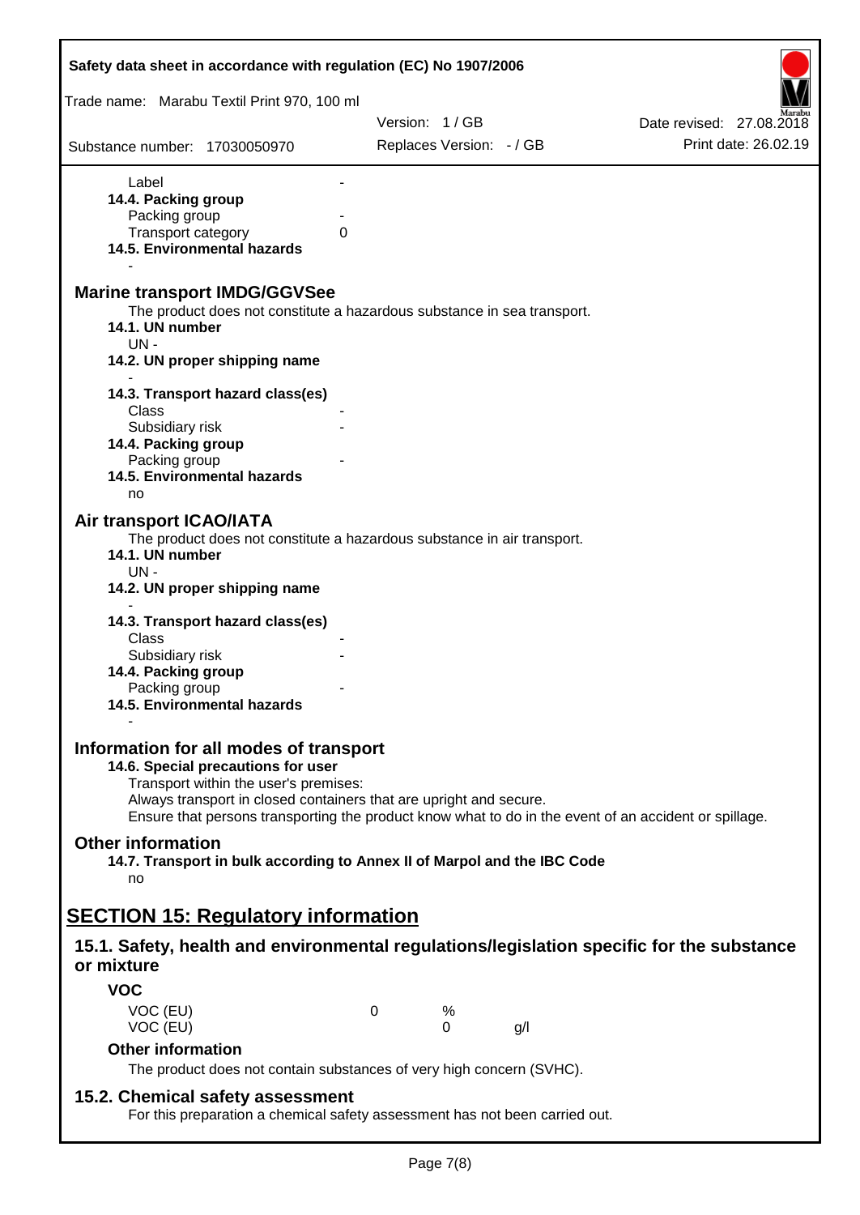Label -

**14.4. Packing group**

Packing group -

Transport category 0

**14.5. Environmental hazards**

-

## Marine transport IMDG/GGVSee

The product does not constitute a hazardous substance in sea transport.

**14.1. UN number**

UN -

**14.2. UN proper shipping name**

-

**14.3. Transport hazard class(es)**

Class -

Subsidiary risk -

**14.4. Packing group**

Packing group -

**14.5. Environmental hazards**

no

## Air transport ICAO/IATA

The product does not constitute a hazardous substance in air transport.

**14.1. UN number**

UN -

**14.2. UN proper shipping name**

-

**14.3. Transport hazard class(es)**

Class -

Subsidiary risk -

**14.4. Packing group**

Packing group -

**14.5. Environmental hazards**

-

## Information for all modes of transport

**14.6. Special precautions for user**

Transport within the user's premises:

Always transport in closed containers that are upright and secure.

Ensure that persons transporting the product know what to do in the event of an accident or spillage.

## Other information

**14.7. Transport in bulk according to Annex II of Marpol and the IBC Code**

no

# SECTION 15: Regulatory information

## 15.1. Safety, health and environmental regulations/legislation specific for the substance or mixture

**VOC**

| | | | |
|---|---|---|---|
| VOC (EU) | 0 | % | |
| VOC (EU) | | 0 | g/l |

**Other information**

The product does not contain substances of very high concern (SVHC).

## 15.2. Chemical safety assessment

For this preparation a chemical safety assessment has not been carried out.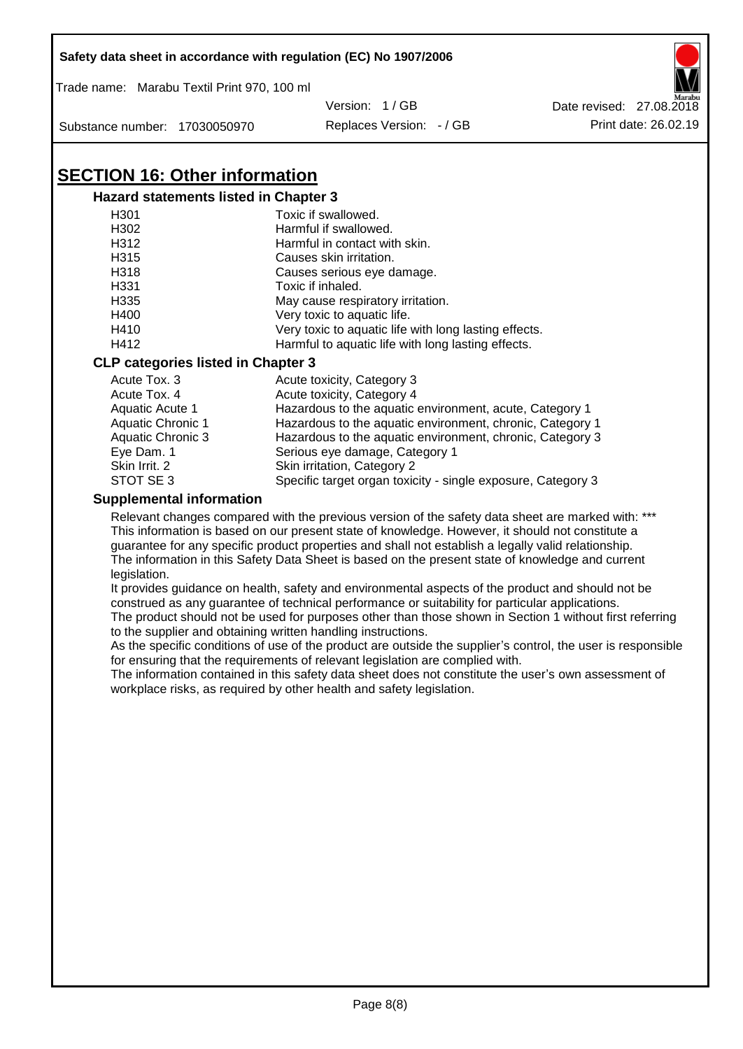## SECTION 16: Other information

### Hazard statements listed in Chapter 3

| | |
|---|---|
| H301 | Toxic if swallowed. |
| H302 | Harmful if swallowed. |
| H312 | Harmful in contact with skin. |
| H315 | Causes skin irritation. |
| H318 | Causes serious eye damage. |
| H331 | Toxic if inhaled. |
| H335 | May cause respiratory irritation. |
| H400 | Very toxic to aquatic life. |
| H410 | Very toxic to aquatic life with long lasting effects. |
| H412 | Harmful to aquatic life with long lasting effects. |

### CLP categories listed in Chapter 3

| | |
|---|---|
| Acute Tox. 3 | Acute toxicity, Category 3 |
| Acute Tox. 4 | Acute toxicity, Category 4 |
| Aquatic Acute 1 | Hazardous to the aquatic environment, acute, Category 1 |
| Aquatic Chronic 1 | Hazardous to the aquatic environment, chronic, Category 1 |
| Aquatic Chronic 3 | Hazardous to the aquatic environment, chronic, Category 3 |
| Eye Dam. 1 | Serious eye damage, Category 1 |
| Skin Irrit. 2 | Skin irritation, Category 2 |
| STOT SE 3 | Specific target organ toxicity - single exposure, Category 3 |

### Supplemental information

Relevant changes compared with the previous version of the safety data sheet are marked with: ***
This information is based on our present state of knowledge. However, it should not constitute a guarantee for any specific product properties and shall not establish a legally valid relationship.
The information in this Safety Data Sheet is based on the present state of knowledge and current legislation.
It provides guidance on health, safety and environmental aspects of the product and should not be construed as any guarantee of technical performance or suitability for particular applications.
The product should not be used for purposes other than those shown in Section 1 without first referring to the supplier and obtaining written handling instructions.
As the specific conditions of use of the product are outside the supplier's control, the user is responsible for ensuring that the requirements of relevant legislation are complied with.
The information contained in this safety data sheet does not constitute the user's own assessment of workplace risks, as required by other health and safety legislation.